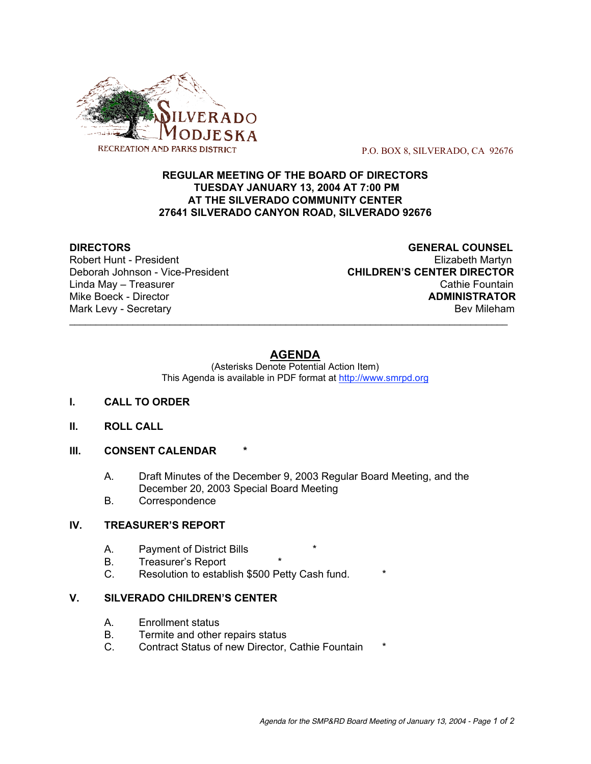SILVERADO MODJESKA
RECREATION AND PARKS DISTRICT

P.O. BOX 8, SILVERADO, CA 92676

**REGULAR MEETING OF THE BOARD OF DIRECTORS**
**TUESDAY JANUARY 13, 2004 AT 7:00 PM**
**AT THE SILVERADO COMMUNITY CENTER**
**27641 SILVERADO CANYON ROAD, SILVERADO 92676**

**DIRECTORS**
Robert Hunt - President
Deborah Johnson - Vice-President
Linda May – Treasurer
Mike Boeck - Director
Mark Levy - Secretary

**GENERAL COUNSEL**
Elizabeth Martyn
**CHILDREN'S CENTER DIRECTOR**
Cathie Fountain
**ADMINISTRATOR**
Bev Mileham

---

## AGENDA

(Asterisks Denote Potential Action Item)
This Agenda is available in PDF format at http://www.smrpd.org

**I. CALL TO ORDER**

**II. ROLL CALL**

**III. CONSENT CALENDAR** *

A. Draft Minutes of the December 9, 2003 Regular Board Meeting, and the December 20, 2003 Special Board Meeting
B. Correspondence

**IV. TREASURER'S REPORT**

A. Payment of District Bills *
B. Treasurer's Report *
C. Resolution to establish $500 Petty Cash fund. *

**V. SILVERADO CHILDREN'S CENTER**

A. Enrollment status
B. Termite and other repairs status
C. Contract Status of new Director, Cathie Fountain *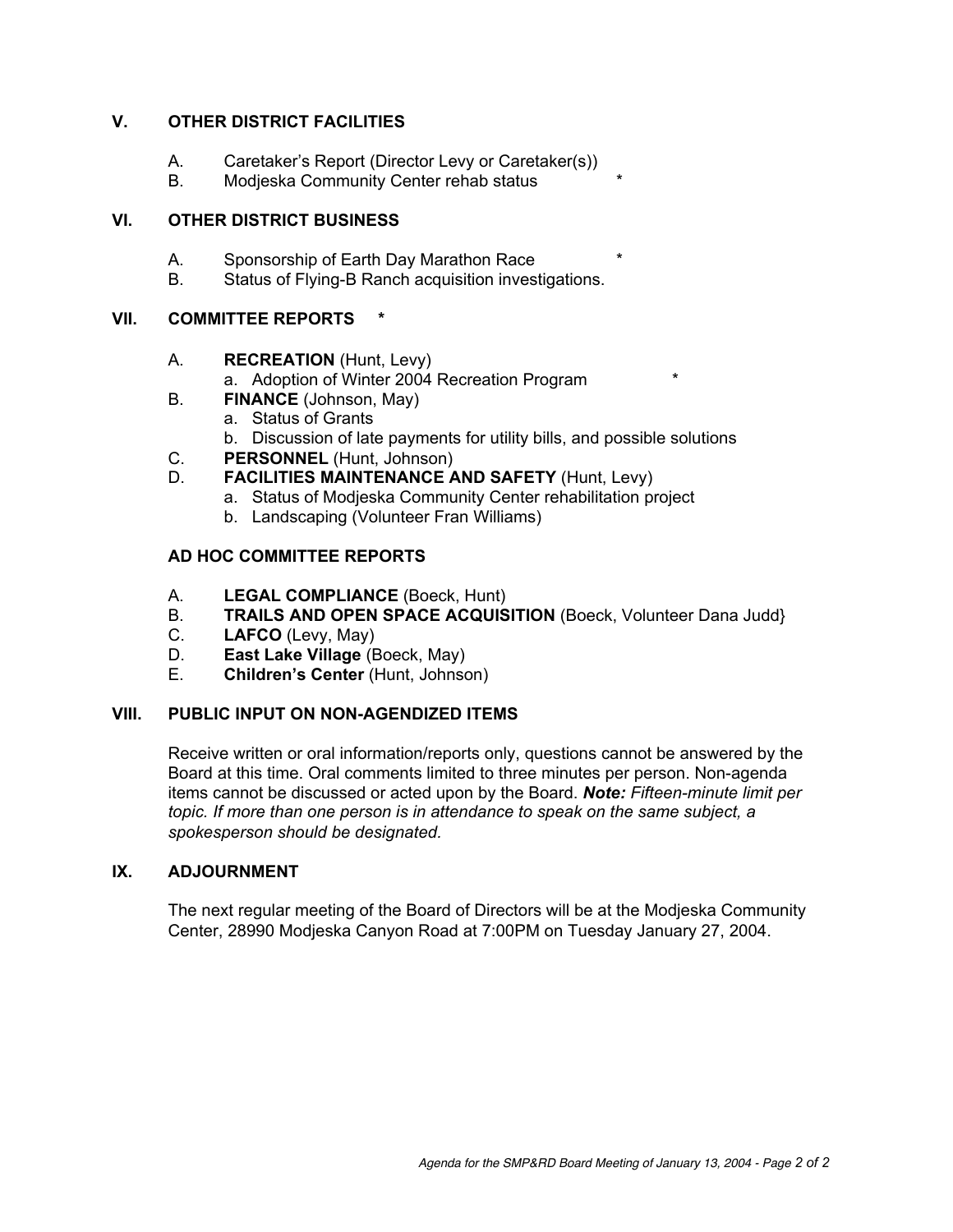## V. OTHER DISTRICT FACILITIES

A. Caretaker's Report (Director Levy or Caretaker(s))
B. Modjeska Community Center rehab status *

## VI. OTHER DISTRICT BUSINESS

A. Sponsorship of Earth Day Marathon Race *
B. Status of Flying-B Ranch acquisition investigations.

## VII. COMMITTEE REPORTS *

A. **RECREATION** (Hunt, Levy)
   a. Adoption of Winter 2004 Recreation Program *
B. **FINANCE** (Johnson, May)
   a. Status of Grants
   b. Discussion of late payments for utility bills, and possible solutions
C. **PERSONNEL** (Hunt, Johnson)
D. **FACILITIES MAINTENANCE AND SAFETY** (Hunt, Levy)
   a. Status of Modjeska Community Center rehabilitation project
   b. Landscaping (Volunteer Fran Williams)

### AD HOC COMMITTEE REPORTS

A. **LEGAL COMPLIANCE** (Boeck, Hunt)
B. **TRAILS AND OPEN SPACE ACQUISITION** (Boeck, Volunteer Dana Judd}
C. **LAFCO** (Levy, May)
D. **East Lake Village** (Boeck, May)
E. **Children's Center** (Hunt, Johnson)

## VIII. PUBLIC INPUT ON NON-AGENDIZED ITEMS

Receive written or oral information/reports only, questions cannot be answered by the Board at this time. Oral comments limited to three minutes per person. Non-agenda items cannot be discussed or acted upon by the Board. ***Note:*** *Fifteen-minute limit per topic. If more than one person is in attendance to speak on the same subject, a spokesperson should be designated.*

## IX. ADJOURNMENT

The next regular meeting of the Board of Directors will be at the Modjeska Community Center, 28990 Modjeska Canyon Road at 7:00PM on Tuesday January 27, 2004.